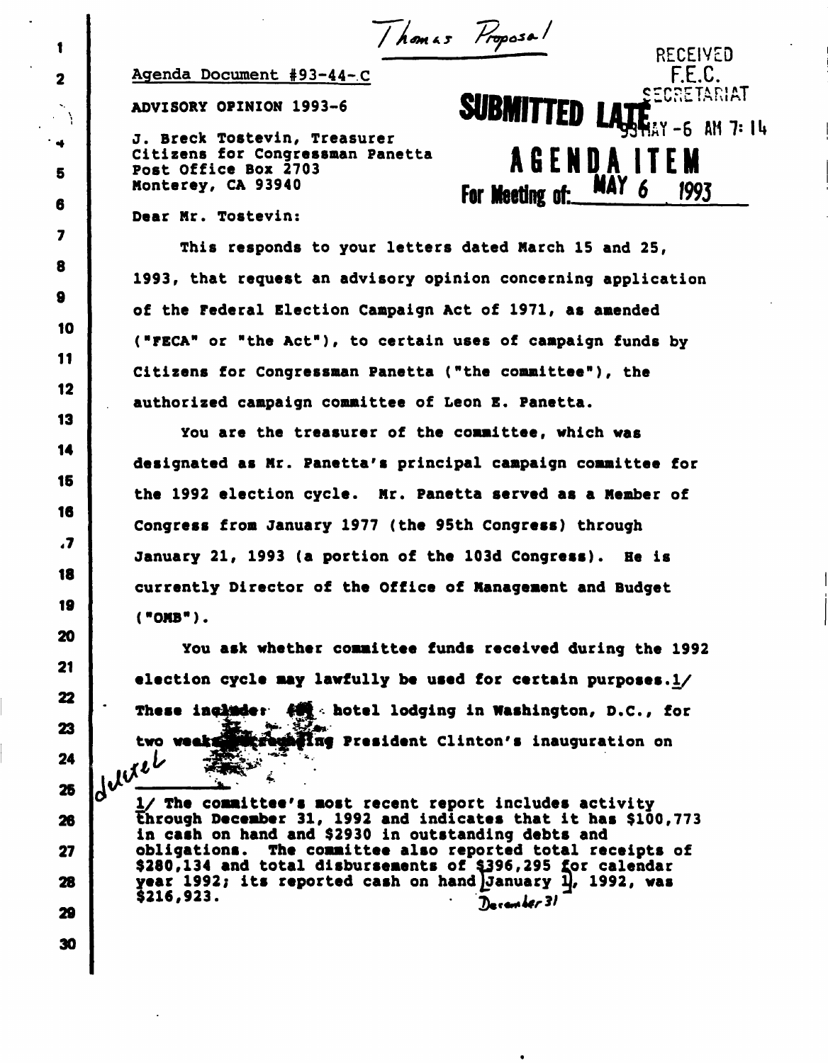Thomas Proposal

RECEIVED
F.E.C.
SECRETARIAT
93 MAY -6 AM 7:14

**SUBMITTED LATE**

**AGENDA ITEM**
**For Meeting of: MAY 6 1993**

Agenda Document #93-44-C

ADVISORY OPINION 1993-6

J. Breck Tostevin, Treasurer
Citizens for Congressman Panetta
Post Office Box 2703
Monterey, CA 93940

Dear Mr. Tostevin:

This responds to your letters dated March 15 and 25, 1993, that request an advisory opinion concerning application of the Federal Election Campaign Act of 1971, as amended ("FECA" or "the Act"), to certain uses of campaign funds by Citizens for Congressman Panetta ("the committee"), the authorized campaign committee of Leon E. Panetta.

You are the treasurer of the committee, which was designated as Mr. Panetta's principal campaign committee for the 1992 election cycle. Mr. Panetta served as a Member of Congress from January 1977 (the 95th Congress) through January 21, 1993 (a portion of the 103d Congress). He is currently Director of the Office of Management and Budget ("OMB").

You ask whether committee funds received during the 1992 election cycle may lawfully be used for certain purposes.1/ These include: (1) hotel lodging in Washington, D.C., for two weeks preceding President Clinton's inauguration on

deleted

1/ The committee's most recent report includes activity through December 31, 1992 and indicates that it has $100,773 in cash on hand and $2930 in outstanding debts and obligations. The committee also reported total receipts of $280,134 and total disbursements of $396,295 for calendar year 1992; its reported cash on hand January 1, 1992, was $216,923.

December 31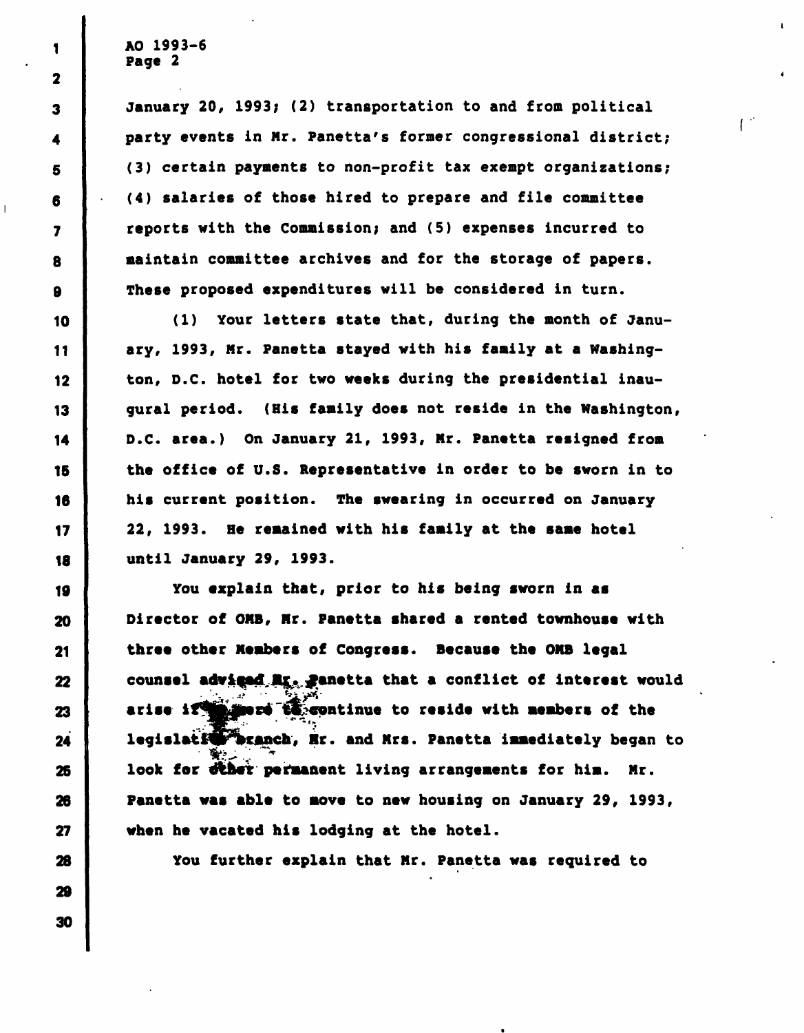January 20, 1993; (2) transportation to and from political party events in Mr. Panetta's former congressional district; (3) certain payments to non-profit tax exempt organizations; (4) salaries of those hired to prepare and file committee reports with the Commission; and (5) expenses incurred to maintain committee archives and for the storage of papers. These proposed expenditures will be considered in turn.

(1) Your letters state that, during the month of January, 1993, Mr. Panetta stayed with his family at a Washington, D.C. hotel for two weeks during the presidential inaugural period. (His family does not reside in the Washington, D.C. area.) On January 21, 1993, Mr. Panetta resigned from the office of U.S. Representative in order to be sworn in to his current position. The swearing in occurred on January 22, 1993. He remained with his family at the same hotel until January 29, 1993.

You explain that, prior to his being sworn in as Director of OMB, Mr. Panetta shared a rented townhouse with three other Members of Congress. Because the OMB legal counsel advised Mr. Panetta that a conflict of interest would arise if he were to continue to reside with members of the legislative branch, Mr. and Mrs. Panetta immediately began to look for other permanent living arrangements for him. Mr. Panetta was able to move to new housing on January 29, 1993, when he vacated his lodging at the hotel.

You further explain that Mr. Panetta was required to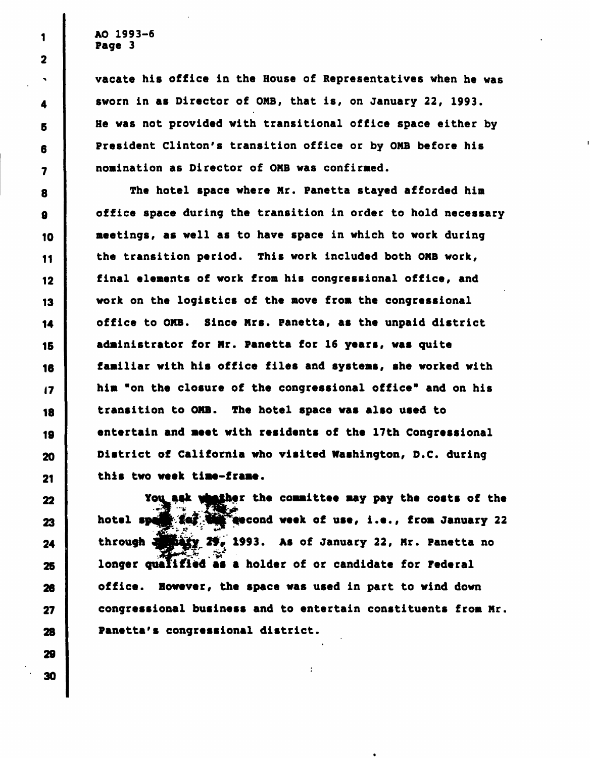vacate his office in the House of Representatives when he was sworn in as Director of OMB, that is, on January 22, 1993. He was not provided with transitional office space either by President Clinton's transition office or by OMB before his nomination as Director of OMB was confirmed.

The hotel space where Mr. Panetta stayed afforded him office space during the transition in order to hold necessary meetings, as well as to have space in which to work during the transition period. This work included both OMB work, final elements of work from his congressional office, and work on the logistics of the move from the congressional office to OMB. Since Mrs. Panetta, as the unpaid district administrator for Mr. Panetta for 16 years, was quite familiar with his office files and systems, she worked with him "on the closure of the congressional office" and on his transition to OMB. The hotel space was also used to entertain and meet with residents of the 17th Congressional District of California who visited Washington, D.C. during this two week time-frame.

You ask whether the committee may pay the costs of the hotel space for the second week of use, i.e., from January 22 through January 29, 1993. As of January 22, Mr. Panetta no longer qualified as a holder of or candidate for Federal office. However, the space was used in part to wind down congressional business and to entertain constituents from Mr. Panetta's congressional district.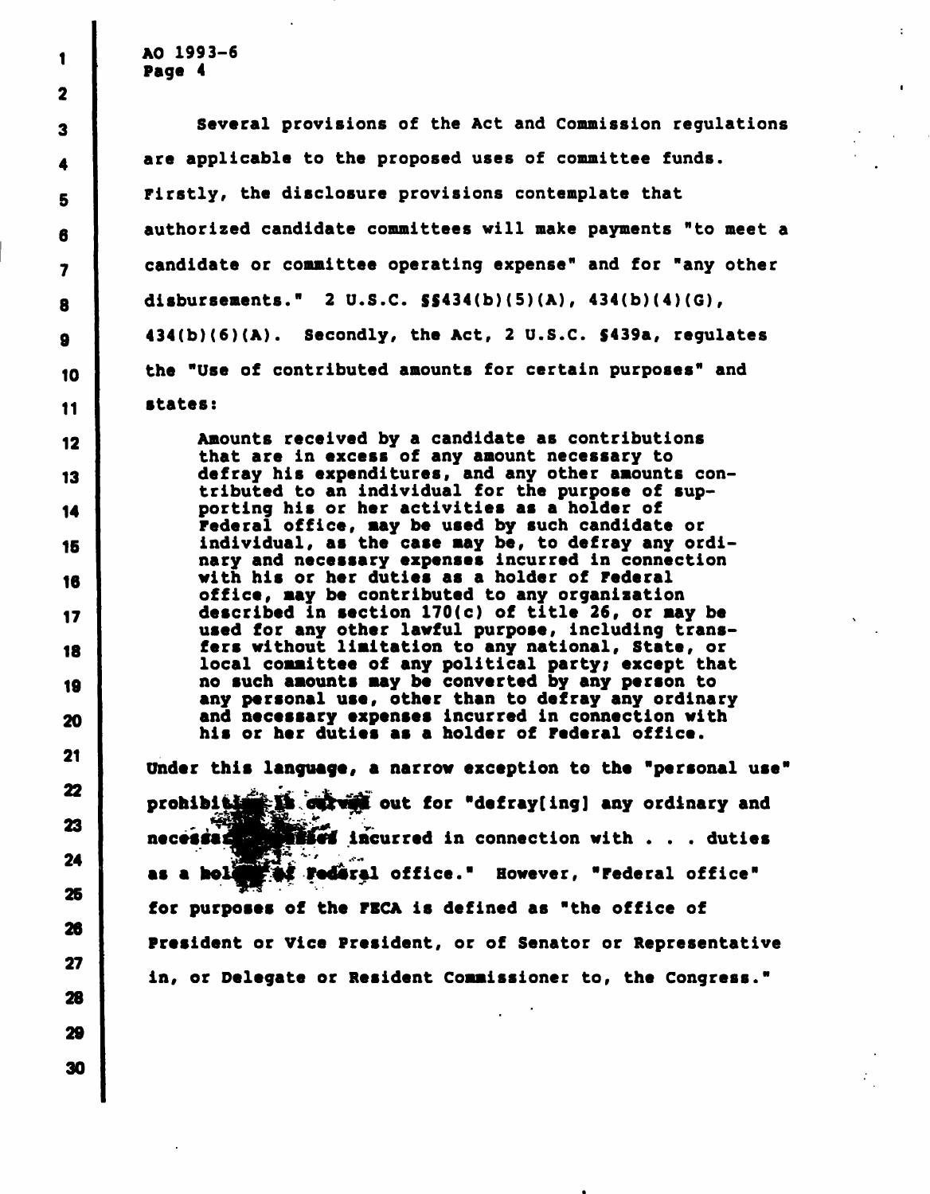Several provisions of the Act and Commission regulations are applicable to the proposed uses of committee funds. Firstly, the disclosure provisions contemplate that authorized candidate committees will make payments "to meet a candidate or committee operating expense" and for "any other disbursements." 2 U.S.C. §§434(b)(5)(A), 434(b)(4)(G), 434(b)(6)(A). Secondly, the Act, 2 U.S.C. §439a, regulates the "Use of contributed amounts for certain purposes" and states:

> Amounts received by a candidate as contributions that are in excess of any amount necessary to defray his expenditures, and any other amounts contributed to an individual for the purpose of supporting his or her activities as a holder of Federal office, may be used by such candidate or individual, as the case may be, to defray any ordinary and necessary expenses incurred in connection with his or her duties as a holder of Federal office, may be contributed to any organization described in section 170(c) of title 26, or may be used for any other lawful purpose, including transfers without limitation to any national, State, or local committee of any political party; except that no such amounts may be converted by any person to any personal use, other than to defray any ordinary and necessary expenses incurred in connection with his or her duties as a holder of Federal office.

Under this language, a narrow exception to the "personal use" prohibition is carved out for "defray[ing] any ordinary and necessary expenses incurred in connection with . . . duties as a holder of Federal office." However, "Federal office" for purposes of the FECA is defined as "the office of President or Vice President, or of Senator or Representative in, or Delegate or Resident Commissioner to, the Congress."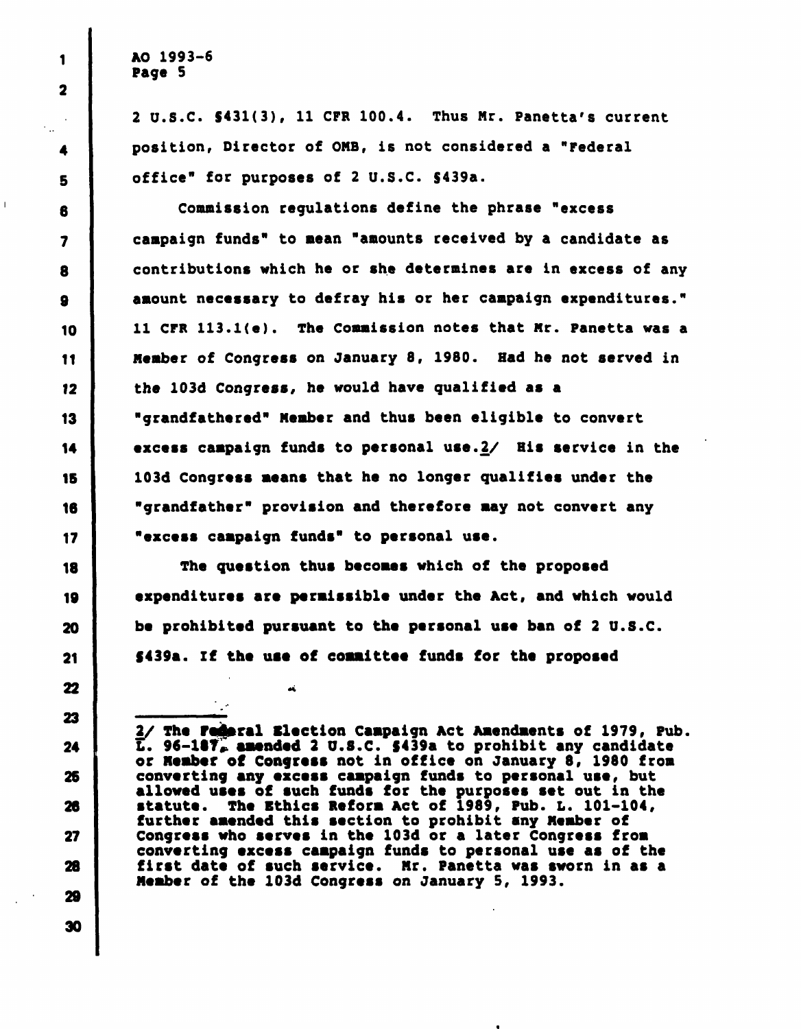2 U.S.C. §431(3), 11 CFR 100.4. Thus Mr. Panetta's current position, Director of OMB, is not considered a "Federal office" for purposes of 2 U.S.C. §439a.

Commission regulations define the phrase "excess campaign funds" to mean "amounts received by a candidate as contributions which he or she determines are in excess of any amount necessary to defray his or her campaign expenditures." 11 CFR 113.1(e). The Commission notes that Mr. Panetta was a Member of Congress on January 8, 1980. Had he not served in the 103d Congress, he would have qualified as a "grandfathered" Member and thus been eligible to convert excess campaign funds to personal use.2/ His service in the 103d Congress means that he no longer qualifies under the "grandfather" provision and therefore may not convert any "excess campaign funds" to personal use.

The question thus becomes which of the proposed expenditures are permissible under the Act, and which would be prohibited pursuant to the personal use ban of 2 U.S.C. §439a. If the use of committee funds for the proposed

---

2/ The Federal Election Campaign Act Amendments of 1979, Pub. L. 96-187, amended 2 U.S.C. §439a to prohibit any candidate or Member of Congress not in office on January 8, 1980 from converting any excess campaign funds to personal use, but allowed uses of such funds for the purposes set out in the statute. The Ethics Reform Act of 1989, Pub. L. 101-104, further amended this section to prohibit any Member of Congress who serves in the 103d or a later Congress from converting excess campaign funds to personal use as of the first date of such service. Mr. Panetta was sworn in as a Member of the 103d Congress on January 5, 1993.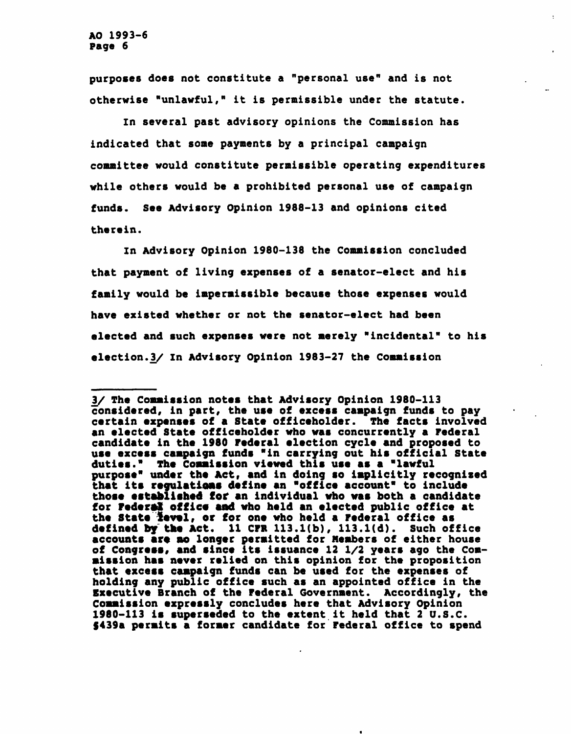purposes does not constitute a "personal use" and is not otherwise "unlawful," it is permissible under the statute.

In several past advisory opinions the Commission has indicated that some payments by a principal campaign committee would constitute permissible operating expenditures while others would be a prohibited personal use of campaign funds. See Advisory Opinion 1988-13 and opinions cited therein.

In Advisory Opinion 1980-138 the Commission concluded that payment of living expenses of a senator-elect and his family would be impermissible because those expenses would have existed whether or not the senator-elect had been elected and such expenses were not merely "incidental" to his election.3/ In Advisory Opinion 1983-27 the Commission

---

3/ The Commission notes that Advisory Opinion 1980-113 considered, in part, the use of excess campaign funds to pay certain expenses of a State officeholder. The facts involved an elected State officeholder who was concurrently a Federal candidate in the 1980 Federal election cycle and proposed to use excess campaign funds "in carrying out his official State duties." The Commission viewed this use as a "lawful purpose" under the Act, and in doing so implicitly recognized that its regulations define an "office account" to include those established for an individual who was both a candidate for Federal office and who held an elected public office at the State level, or for one who held a Federal office as defined by the Act. 11 CFR 113.1(b), 113.1(d). Such office accounts are no longer permitted for Members of either house of Congress, and since its issuance 12 1/2 years ago the Commission has never relied on this opinion for the proposition that excess campaign funds can be used for the expenses of holding any public office such as an appointed office in the Executive Branch of the Federal Government. Accordingly, the Commission expressly concludes here that Advisory Opinion 1980-113 is superseded to the extent it held that 2 U.S.C. §439a permits a former candidate for Federal office to spend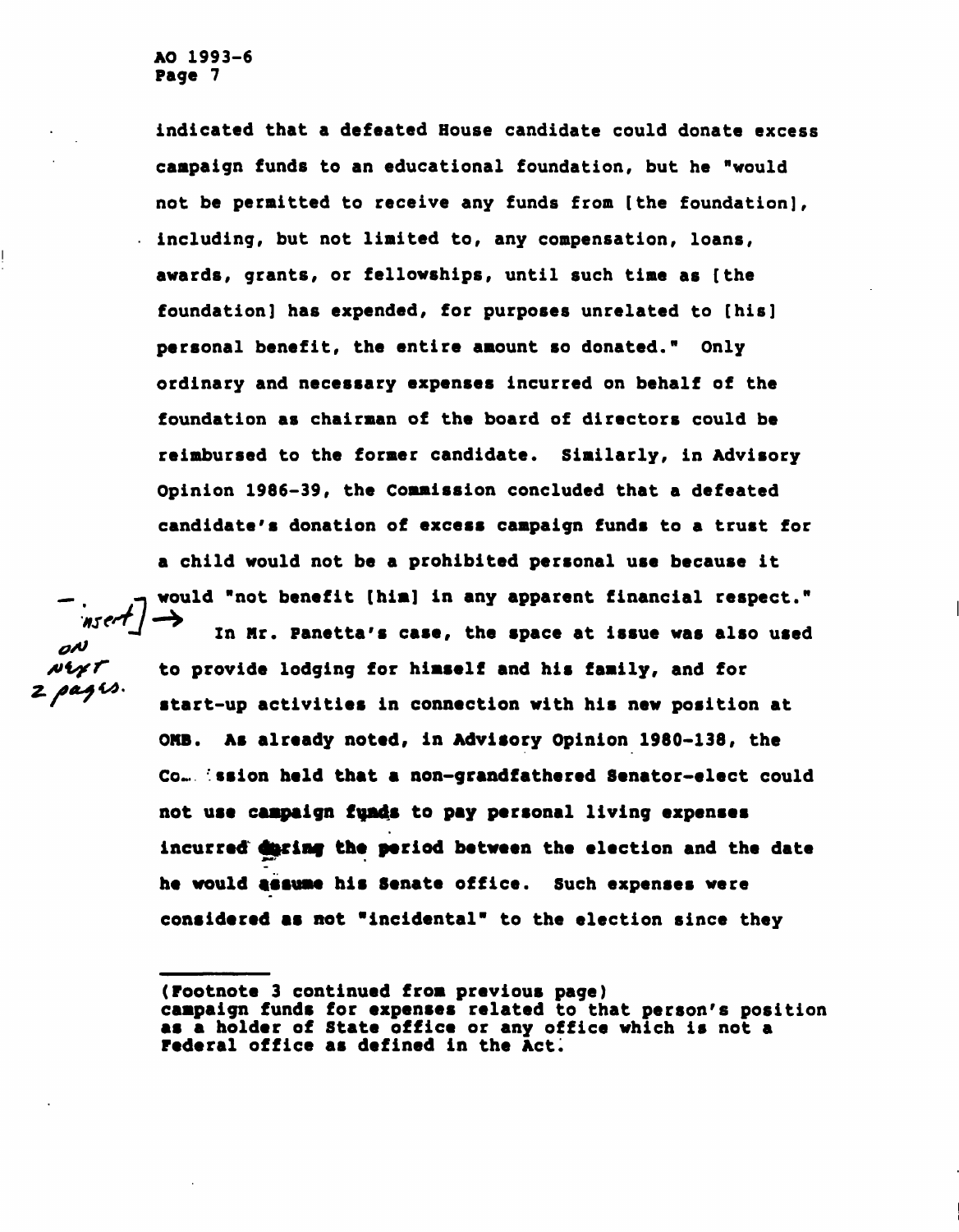indicated that a defeated House candidate could donate excess campaign funds to an educational foundation, but he "would not be permitted to receive any funds from [the foundation], including, but not limited to, any compensation, loans, awards, grants, or fellowships, until such time as [the foundation] has expended, for purposes unrelated to [his] personal benefit, the entire amount so donated." Only ordinary and necessary expenses incurred on behalf of the foundation as chairman of the board of directors could be reimbursed to the former candidate. Similarly, in Advisory Opinion 1986-39, the Commission concluded that a defeated candidate's donation of excess campaign funds to a trust for a child would not be a prohibited personal use because it would "not benefit [him] in any apparent financial respect."

[insert] → on next 2 pages.

In Mr. Panetta's case, the space at issue was also used to provide lodging for himself and his family, and for start-up activities in connection with his new position at OMB. As already noted, in Advisory Opinion 1980-138, the Commission held that a non-grandfathered Senator-elect could not use campaign funds to pay personal living expenses incurred during the period between the election and the date he would assume his Senate office. Such expenses were considered as not "incidental" to the election since they

---

(Footnote 3 continued from previous page)
campaign funds for expenses related to that person's position as a holder of State office or any office which is not a Federal office as defined in the Act.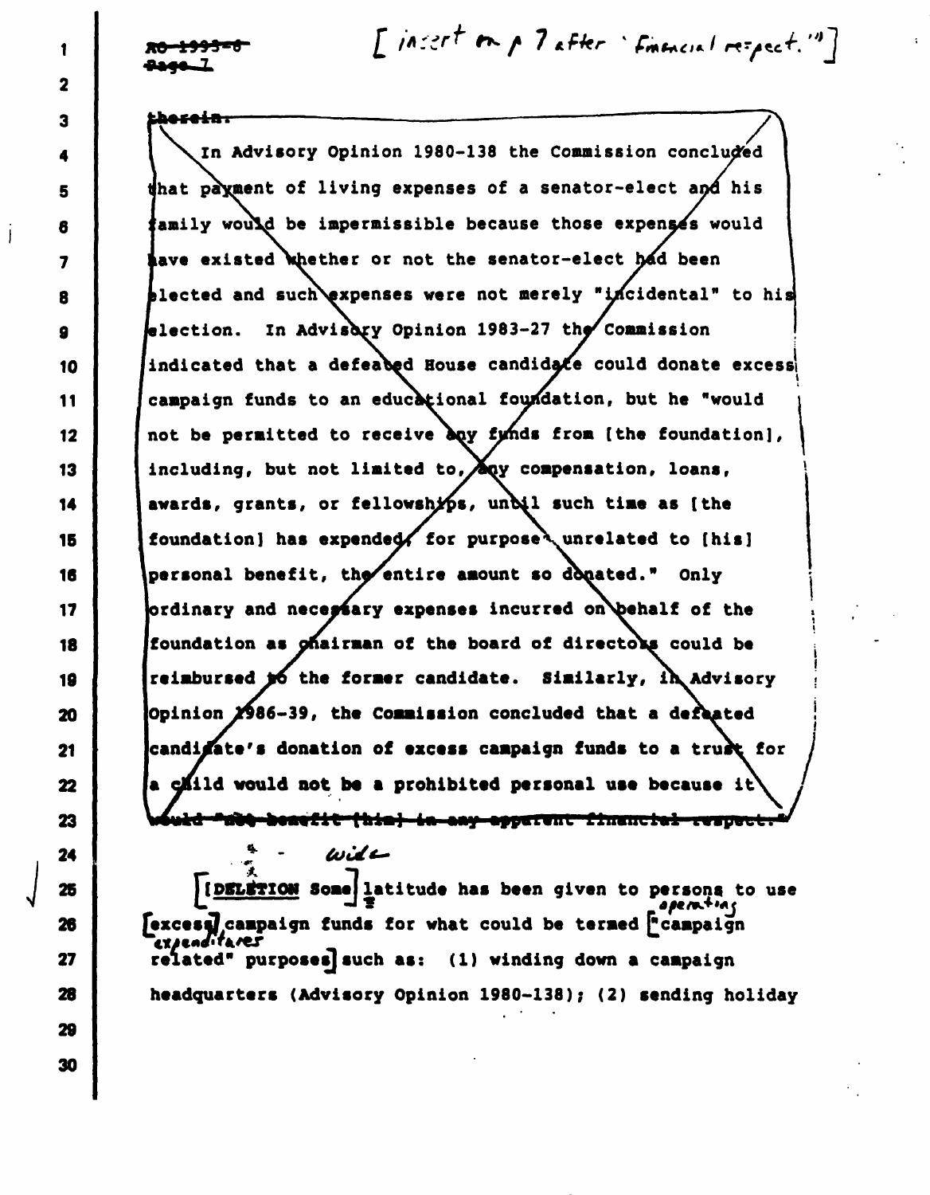~~AO 1993-6~~
~~Page 7~~

[insert on p 7 after "financial respect."]

~~therein.~~

In Advisory Opinion 1980-138 the Commission concluded that payment of living expenses of a senator-elect and his family would be impermissible because those expenses would have existed whether or not the senator-elect had been elected and such expenses were not merely "incidental" to his election. In Advisory Opinion 1983-27 the Commission indicated that a defeated House candidate could donate excess campaign funds to an educational foundation, but he "would not be permitted to receive any funds from [the foundation], including, but not limited to, any compensation, loans, awards, grants, or fellowships, until such time as [the foundation] has expended, for purposes unrelated to [his] personal benefit, the entire amount so donated." Only ordinary and necessary expenses incurred on behalf of the foundation as chairman of the board of directors could be reimbursed to the former candidate. Similarly, in Advisory Opinion 1986-39, the Commission concluded that a defeated candidate's donation of excess campaign funds to a trust for a child would not be a prohibited personal use because it ~~would "not benefit [him] in any apparent financial respect."~~

[~~DELETION~~ ~~Some~~] wide latitude has been given to persons to use [~~excess~~] operating campaign funds for what could be termed [~~"campaign related" purposes~~] expenditures such as: (1) winding down a campaign headquarters (Advisory Opinion 1980-138); (2) sending holiday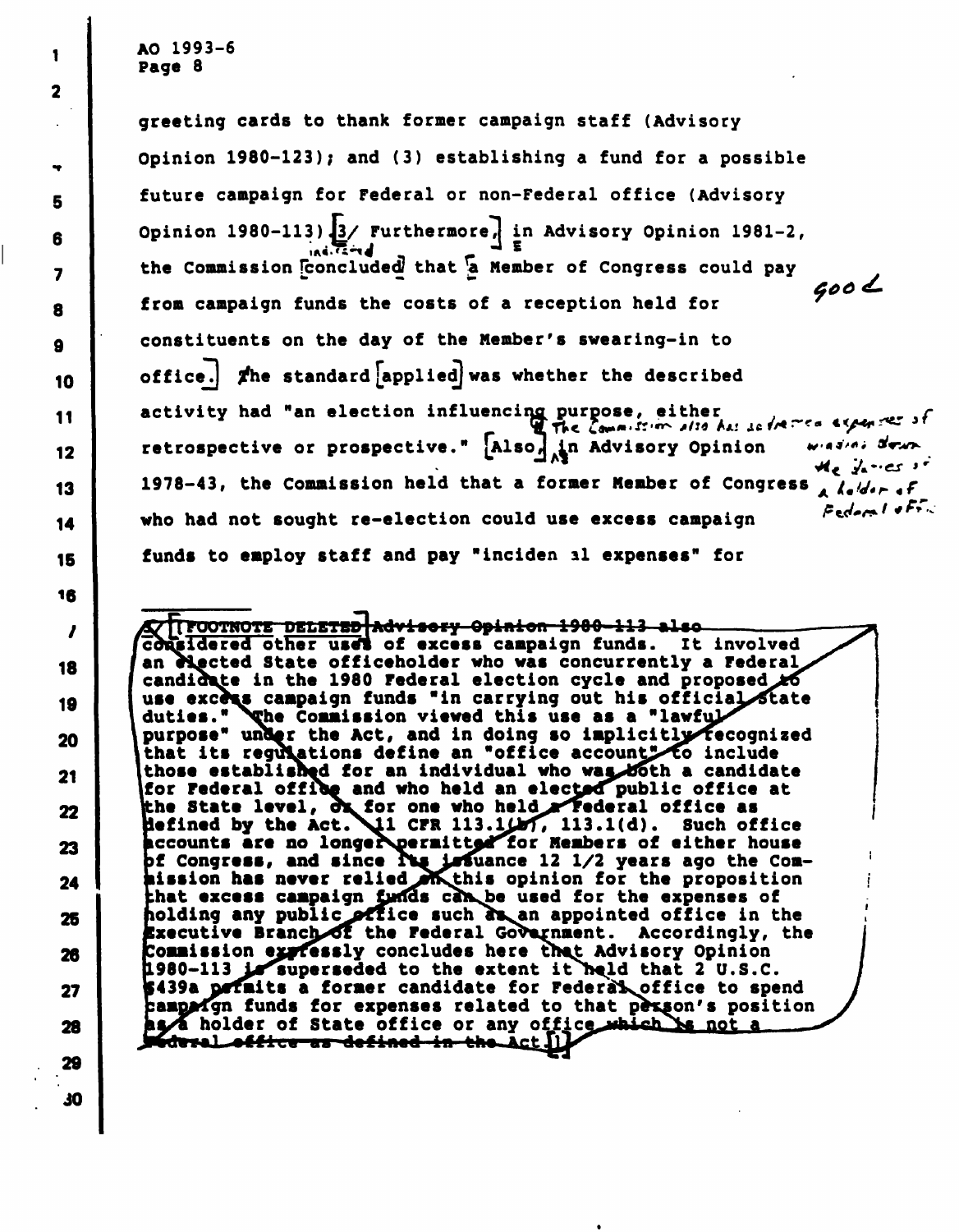greeting cards to thank former campaign staff (Advisory Opinion 1980-123); and (3) establishing a fund for a possible future campaign for Federal or non-Federal office (Advisory Opinion 1980-113). [3/] Furthermore, in Advisory Opinion 1981-2, the Commission [concluded] indicated that [a] Member of Congress could pay from campaign funds the costs of a reception held for constituents on the day of the Member's swearing-in to office.] The standard [applied] was whether the described activity had "an election influencing purpose, either retrospective or prospective." [Also,] In Advisory Opinion 1978-43, the Commission held that a former Member of Congress who had not sought re-election could use excess campaign funds to employ staff and pay "inciden al expenses" for

good ✓

The Commission also has addressed expenses of winding down the duties of a holder of Federal office.

---

3/ [FOOTNOTE DELETED] ~~Advisory Opinion 1980-113 also considered other uses of excess campaign funds. It involved an elected State officeholder who was concurrently a Federal candidate in the 1980 Federal election cycle and proposed to use excess campaign funds "in carrying out his official State duties." The Commission viewed this use as a "lawful purpose" under the Act, and in doing so implicitly recognized that its regulations define an "office account" to include those established for an individual who was both a candidate for Federal office and who held an elected public office at the State level, or for one who held a Federal office as defined by the Act. 11 CFR 113.1(b), 113.1(d). Such office accounts are no longer permitted for Members of either house of Congress, and since its issuance 12 1/2 years ago the Commission has never relied on this opinion for the proposition that excess campaign funds can be used for the expenses of holding any public office such as an appointed office in the Executive Branch of the Federal Government. Accordingly, the Commission expressly concludes here that Advisory Opinion 1980-113 is superseded to the extent it held that 2 U.S.C. §439a permits a former candidate for Federal office to spend campaign funds for expenses related to that person's position as a holder of State office or any office which is not a Federal office as defined in the Act.~~]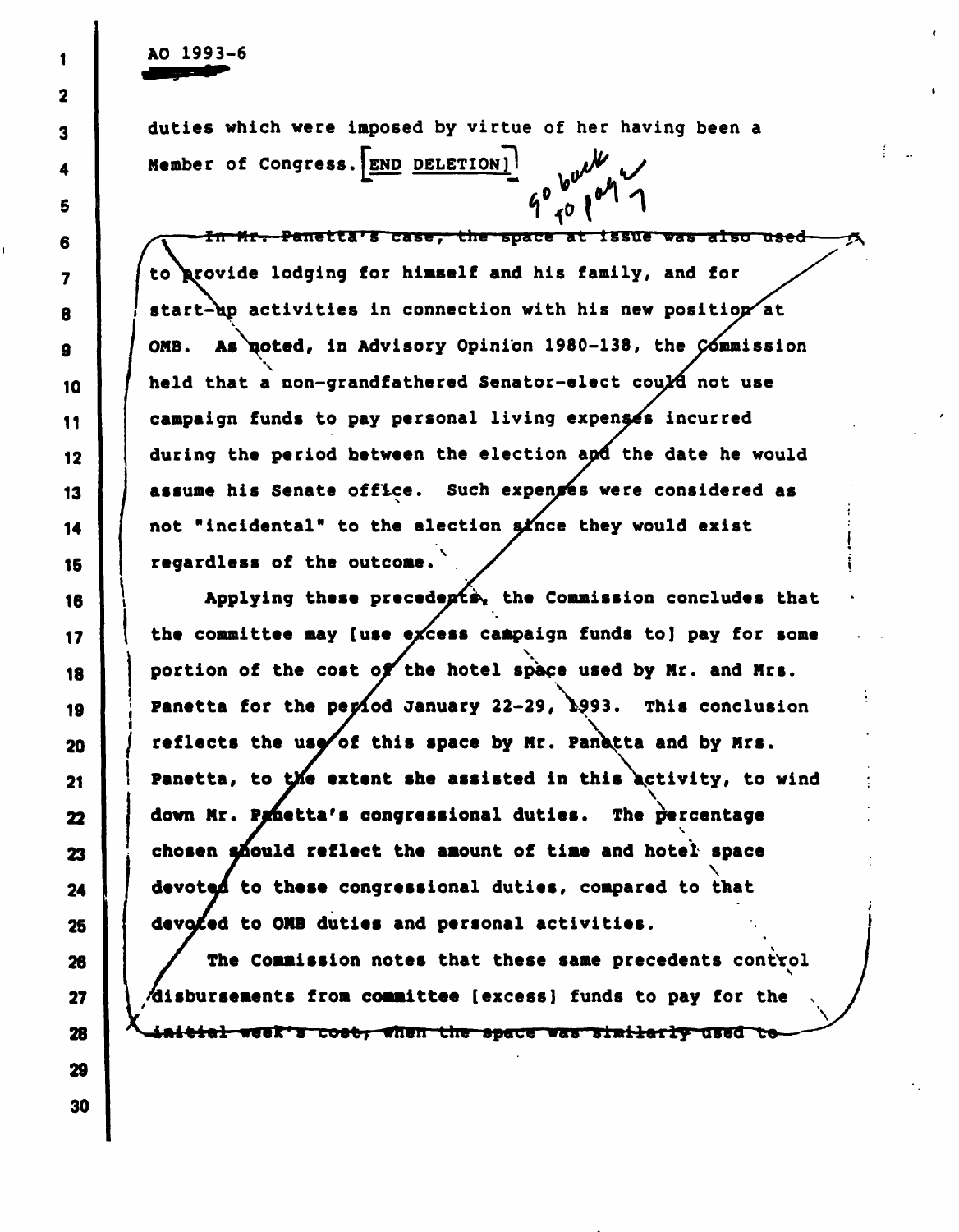AO 1993-6

duties which were imposed by virtue of her having been a Member of Congress. [END DELETION]

go back to page 7

~~In Mr. Panetta's case, the space at issue was also used~~ to provide lodging for himself and his family, and for start-up activities in connection with his new position at OMB. As noted, in Advisory Opinion 1980-138, the Commission held that a non-grandfathered Senator-elect could not use campaign funds to pay personal living expenses incurred during the period between the election and the date he would assume his Senate office. Such expenses were considered as not "incidental" to the election since they would exist regardless of the outcome.

Applying these precedents, the Commission concludes that the committee may [use excess campaign funds to] pay for some portion of the cost of the hotel space used by Mr. and Mrs. Panetta for the period January 22-29, 1993. This conclusion reflects the use of this space by Mr. Panetta and by Mrs. Panetta, to the extent she assisted in this activity, to wind down Mr. Panetta's congressional duties. The percentage chosen should reflect the amount of time and hotel space devoted to these congressional duties, compared to that devoted to OMB duties and personal activities.

The Commission notes that these same precedents control disbursements from committee [excess] funds to pay for the ~~initial week's cost, when the space was similarly used to~~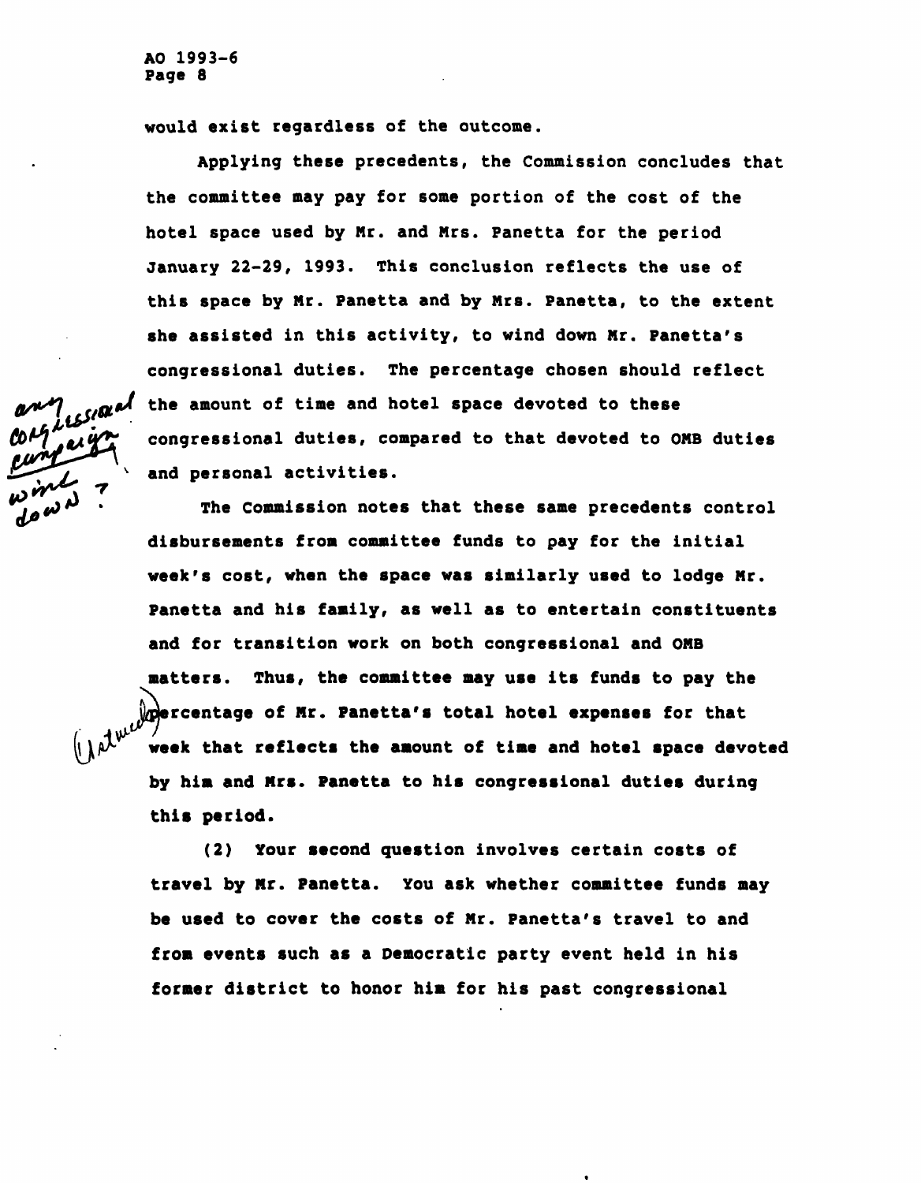would exist regardless of the outcome.

Applying these precedents, the Commission concludes that the committee may pay for some portion of the cost of the hotel space used by Mr. and Mrs. Panetta for the period January 22-29, 1993. This conclusion reflects the use of this space by Mr. Panetta and by Mrs. Panetta, to the extent she assisted in this activity, to wind down Mr. Panetta's congressional duties. The percentage chosen should reflect the amount of time and hotel space devoted to these congressional duties, compared to that devoted to OMB duties and personal activities.

The Commission notes that these same precedents control disbursements from committee funds to pay for the initial week's cost, when the space was similarly used to lodge Mr. Panetta and his family, as well as to entertain constituents and for transition work on both congressional and OMB matters. Thus, the committee may use its funds to pay the percentage of Mr. Panetta's total hotel expenses for that week that reflects the amount of time and hotel space devoted by him and Mrs. Panetta to his congressional duties during this period.

(2) Your second question involves certain costs of travel by Mr. Panetta. You ask whether committee funds may be used to cover the costs of Mr. Panetta's travel to and from events such as a Democratic party event held in his former district to honor him for his past congressional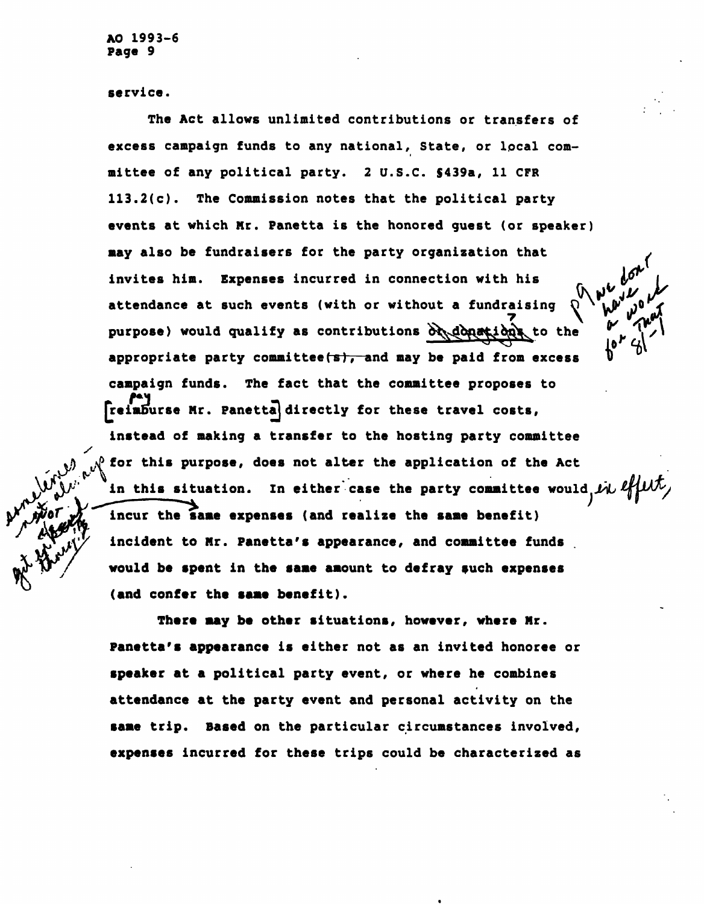service.

The Act allows unlimited contributions or transfers of excess campaign funds to any national, State, or local committee of any political party. 2 U.S.C. §439a, 11 CFR 113.2(c). The Commission notes that the political party events at which Mr. Panetta is the honored guest (or speaker) may also be fundraisers for the party organization that invites him. Expenses incurred in connection with his attendance at such events (with or without a fundraising purpose) would qualify as contributions or donations to the appropriate party committee(s), and may be paid from excess campaign funds. The fact that the committee proposes to reimburse Mr. Panetta directly for these travel costs, instead of making a transfer to the hosting party committee for this purpose, does not alter the application of the Act in this situation. In either case the party committee would incur the same expenses (and realize the same benefit) incident to Mr. Panetta's appearance, and committee funds would be spent in the same amount to defray such expenses (and confer the same benefit).

There may be other situations, however, where Mr. Panetta's appearance is either not as an invited honoree or speaker at a political party event, or where he combines attendance at the party event and personal activity on the same trip. Based on the particular circumstances involved, expenses incurred for these trips could be characterized as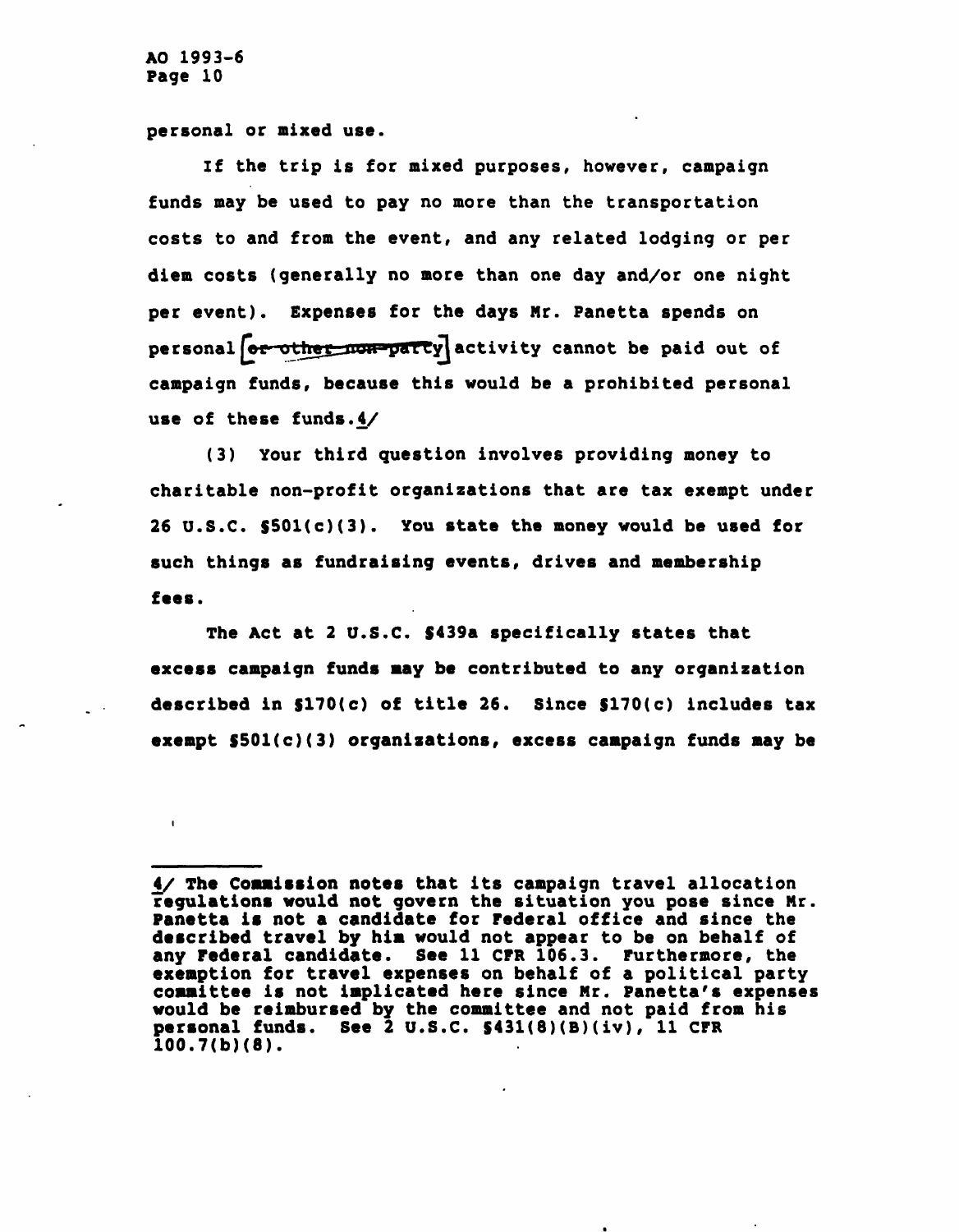personal or mixed use.

If the trip is for mixed purposes, however, campaign funds may be used to pay no more than the transportation costs to and from the event, and any related lodging or per diem costs (generally no more than one day and/or one night per event). Expenses for the days Mr. Panetta spends on personal ~~or other non-party~~ activity cannot be paid out of campaign funds, because this would be a prohibited personal use of these funds.4/

(3) Your third question involves providing money to charitable non-profit organizations that are tax exempt under 26 U.S.C. §501(c)(3). You state the money would be used for such things as fundraising events, drives and membership fees.

The Act at 2 U.S.C. §439a specifically states that excess campaign funds may be contributed to any organization described in §170(c) of title 26. Since §170(c) includes tax exempt §501(c)(3) organizations, excess campaign funds may be

---

4/ The Commission notes that its campaign travel allocation regulations would not govern the situation you pose since Mr. Panetta is not a candidate for Federal office and since the described travel by him would not appear to be on behalf of any Federal candidate. See 11 CFR 106.3. Furthermore, the exemption for travel expenses on behalf of a political party committee is not implicated here since Mr. Panetta's expenses would be reimbursed by the committee and not paid from his personal funds. See 2 U.S.C. §431(8)(B)(iv), 11 CFR 100.7(b)(8).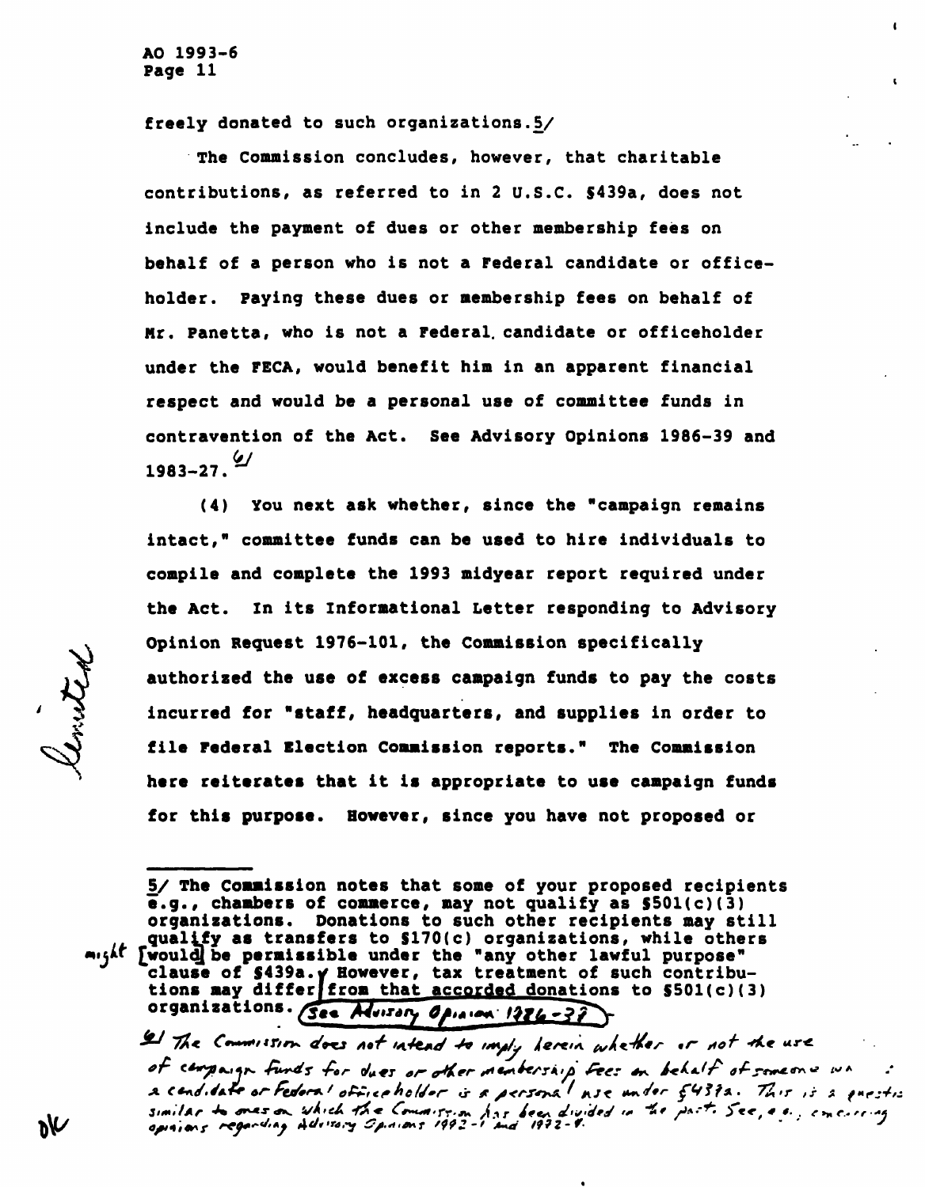freely donated to such organizations.5/

The Commission concludes, however, that charitable contributions, as referred to in 2 U.S.C. §439a, does not include the payment of dues or other membership fees on behalf of a person who is not a Federal candidate or officeholder. Paying these dues or membership fees on behalf of Mr. Panetta, who is not a Federal candidate or officeholder under the FECA, would benefit him in an apparent financial respect and would be a personal use of committee funds in contravention of the Act. See Advisory Opinions 1986-39 and 1983-27.6/

(4) You next ask whether, since the "campaign remains intact," committee funds can be used to hire individuals to compile and complete the 1993 midyear report required under the Act. In its Informational Letter responding to Advisory Opinion Request 1976-101, the Commission specifically authorized the use of excess campaign funds to pay the costs incurred for "staff, headquarters, and supplies in order to file Federal Election Commission reports." The Commission here reiterates that it is appropriate to use campaign funds for this purpose. However, since you have not proposed or

---

5/ The Commission notes that some of your proposed recipients e.g., chambers of commerce, may not qualify as §501(c)(3) organizations. Donations to such other recipients may still qualify as transfers to §170(c) organizations, while others might [would] be permissible under the "any other lawful purpose" clause of §439a. However, tax treatment of such contributions may differ from that accorded donations to §501(c)(3) organizations. See Advisory Opinion 1986-37

6/ The Commission does not intend to imply herein whether or not the use of campaign funds for dues or other membership fees on behalf of someone who is a candidate or Federal officeholder is a personal use under §439a. This is a question similar to ones on which the Commission has been divided in the past. See, e.g., concurring opinions regarding Advisory Opinions 1992-1 and 1992-4.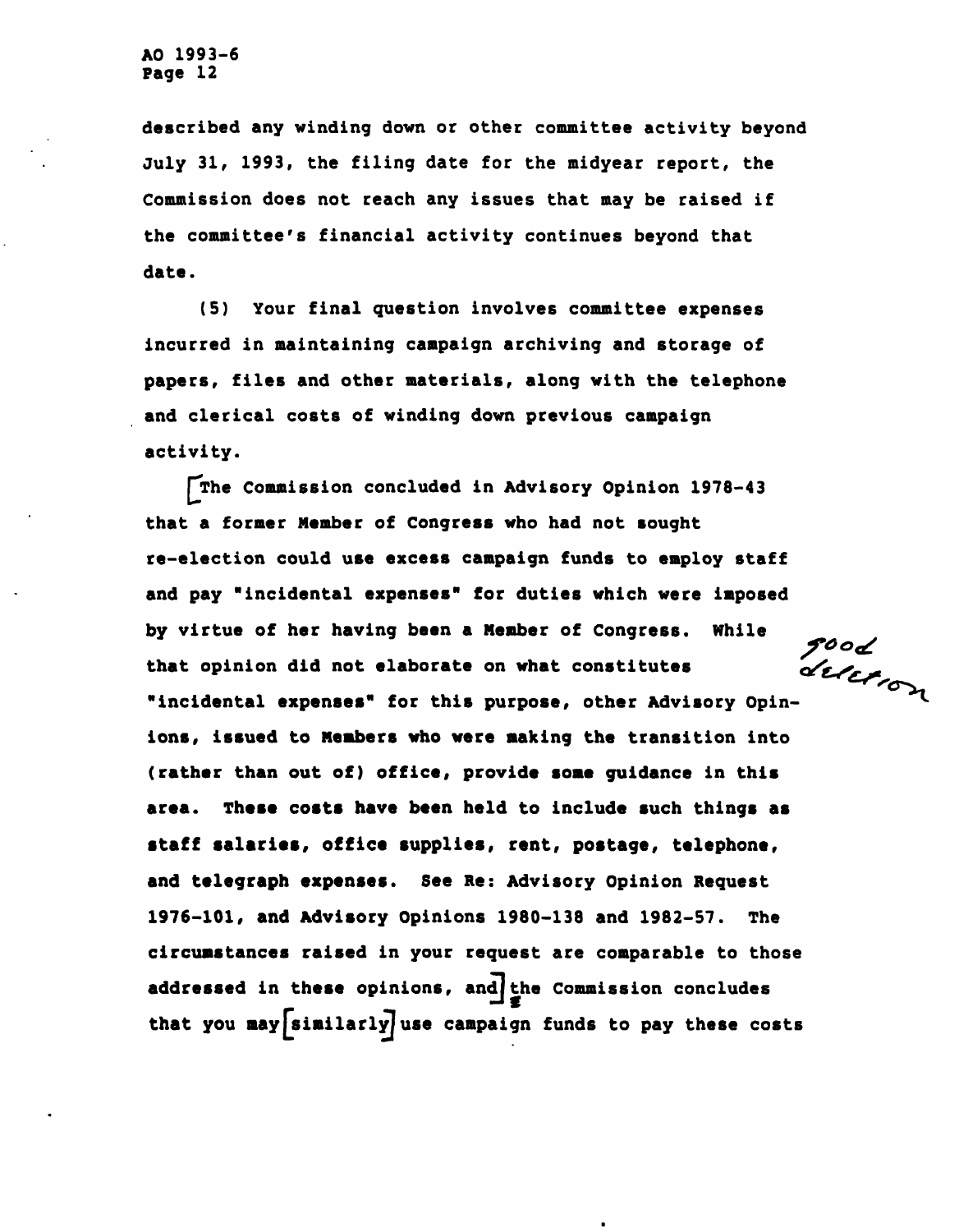described any winding down or other committee activity beyond July 31, 1993, the filing date for the midyear report, the Commission does not reach any issues that may be raised if the committee's financial activity continues beyond that date.

(5) Your final question involves committee expenses incurred in maintaining campaign archiving and storage of papers, files and other materials, along with the telephone and clerical costs of winding down previous campaign activity.

[The Commission concluded in Advisory Opinion 1978-43 that a former Member of Congress who had not sought re-election could use excess campaign funds to employ staff and pay "incidental expenses" for duties which were imposed by virtue of her having been a Member of Congress. While that opinion did not elaborate on what constitutes "incidental expenses" for this purpose, other Advisory Opinions, issued to Members who were making the transition into (rather than out of) office, provide some guidance in this area. These costs have been held to include such things as staff salaries, office supplies, rent, postage, telephone, and telegraph expenses. See Re: Advisory Opinion Request 1976-101, and Advisory Opinions 1980-138 and 1982-57. The circumstances raised in your request are comparable to those addressed in these opinions, and] the Commission concludes that you may [similarly] use campaign funds to pay these costs

good deletion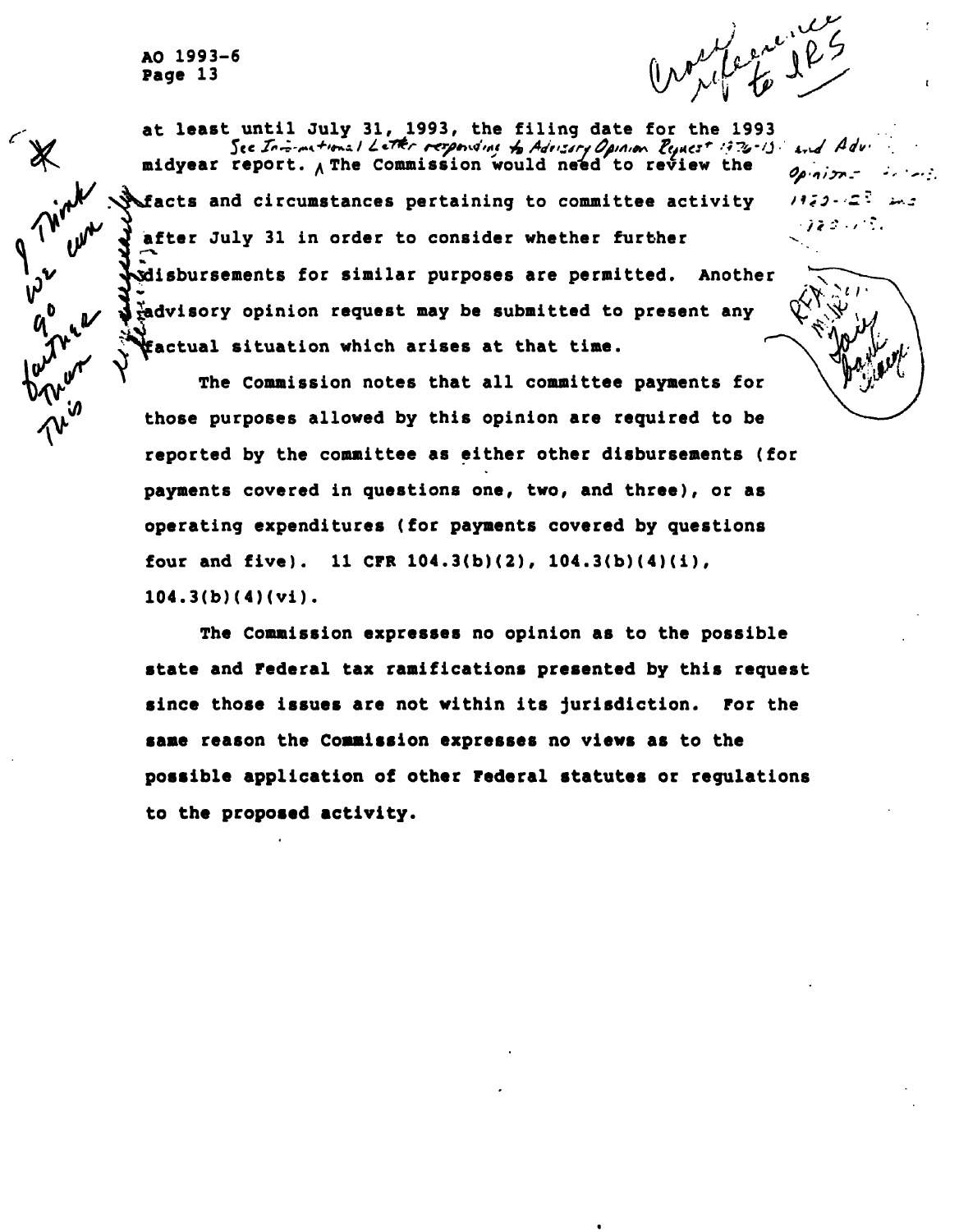at least until July 31, 1993, the filing date for the 1993 midyear report. The Commission would need to review the facts and circumstances pertaining to committee activity after July 31 in order to consider whether further disbursements for similar purposes are permitted. Another advisory opinion request may be submitted to present any factual situation which arises at that time.

The Commission notes that all committee payments for those purposes allowed by this opinion are required to be reported by the committee as either other disbursements (for payments covered in questions one, two, and three), or as operating expenditures (for payments covered by questions four and five). 11 CFR 104.3(b)(2), 104.3(b)(4)(i), 104.3(b)(4)(vi).

The Commission expresses no opinion as to the possible state and Federal tax ramifications presented by this request since those issues are not within its jurisdiction. For the same reason the Commission expresses no views as to the possible application of other Federal statutes or regulations to the proposed activity.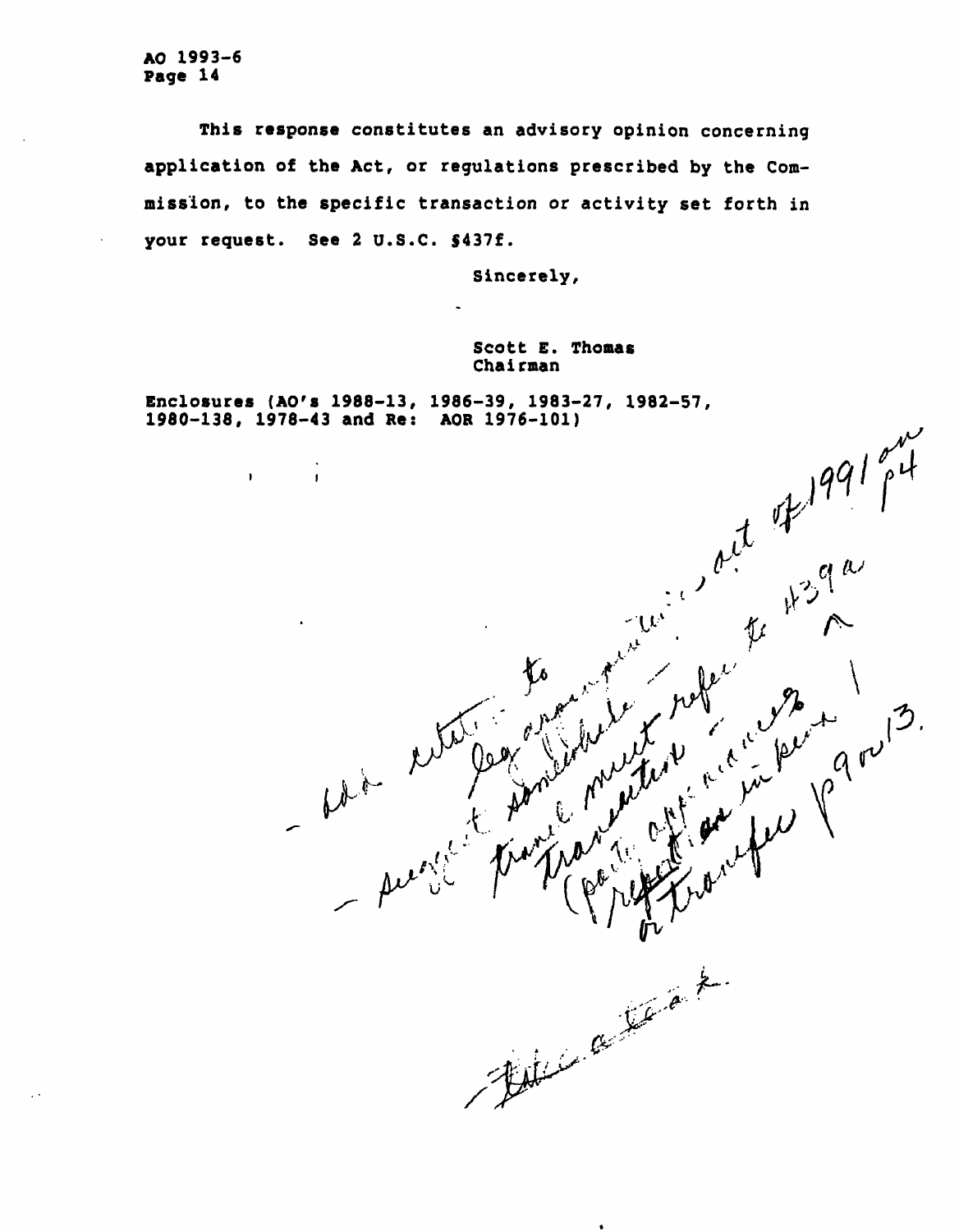This response constitutes an advisory opinion concerning application of the Act, or regulations prescribed by the Commission, to the specific transaction or activity set forth in your request. See 2 U.S.C. §437f.

Sincerely,

Scott E. Thomas
Chairman

Enclosures (AO's 1988-13, 1986-39, 1983-27, 1982-57, 1980-138, 1978-43 and Re: AOR 1976-101)

- add citation to leg. ... act of 1991 on p4
- suggest somewhere refer to #39a travel must ... transaction (party appearance) reporting in part or transfer p9 or 13.